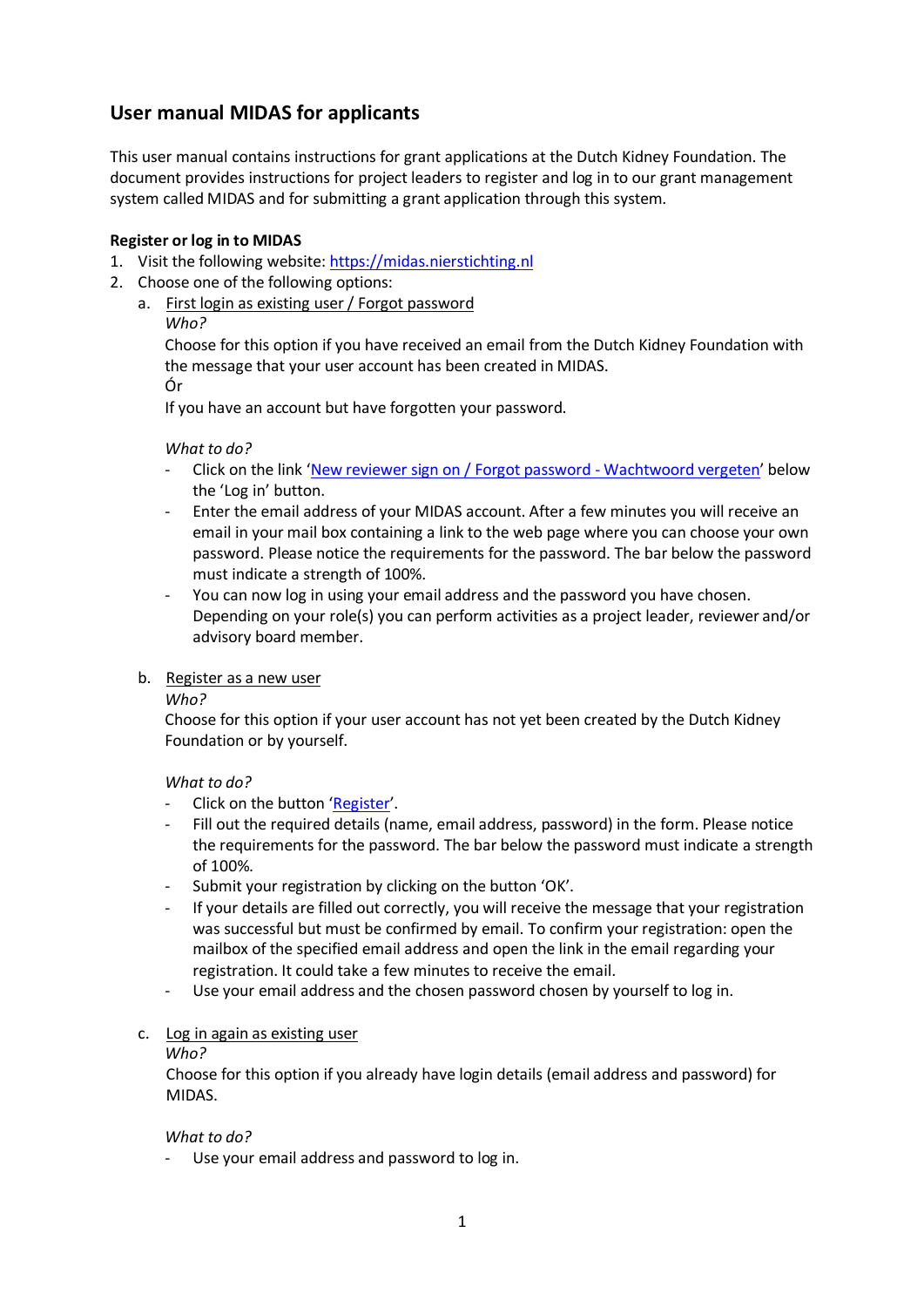# User manual MIDAS for applicants

This user manual contains instructions for grant applications at the Dutch Kidney Foundation. The document provides instructions for project leaders to register and log in to our grant management system called MIDAS and for submitting a grant application through this system.

**Register or log in to MIDAS**

1. Visit the following website: [https://midas.nierstichting.nl](https://midas.nierstichting.nl)
2. Choose one of the following options:
   a. First login as existing user / Forgot password
      *Who?*
      Choose for this option if you have received an email from the Dutch Kidney Foundation with the message that your user account has been created in MIDAS.
      Ór
      If you have an account but have forgotten your password.

      *What to do?*
      - Click on the link 'New reviewer sign on / Forgot password - Wachtwoord vergeten' below the 'Log in' button.
      - Enter the email address of your MIDAS account. After a few minutes you will receive an email in your mail box containing a link to the web page where you can choose your own password. Please notice the requirements for the password. The bar below the password must indicate a strength of 100%.
      - You can now log in using your email address and the password you have chosen. Depending on your role(s) you can perform activities as a project leader, reviewer and/or advisory board member.

   b. Register as a new user
      *Who?*
      Choose for this option if your user account has not yet been created by the Dutch Kidney Foundation or by yourself.

      *What to do?*
      - Click on the button 'Register'.
      - Fill out the required details (name, email address, password) in the form. Please notice the requirements for the password. The bar below the password must indicate a strength of 100%.
      - Submit your registration by clicking on the button 'OK'.
      - If your details are filled out correctly, you will receive the message that your registration was successful but must be confirmed by email. To confirm your registration: open the mailbox of the specified email address and open the link in the email regarding your registration. It could take a few minutes to receive the email.
      - Use your email address and the chosen password chosen by yourself to log in.

   c. Log in again as existing user
      *Who?*
      Choose for this option if you already have login details (email address and password) for MIDAS.

      *What to do?*
      - Use your email address and password to log in.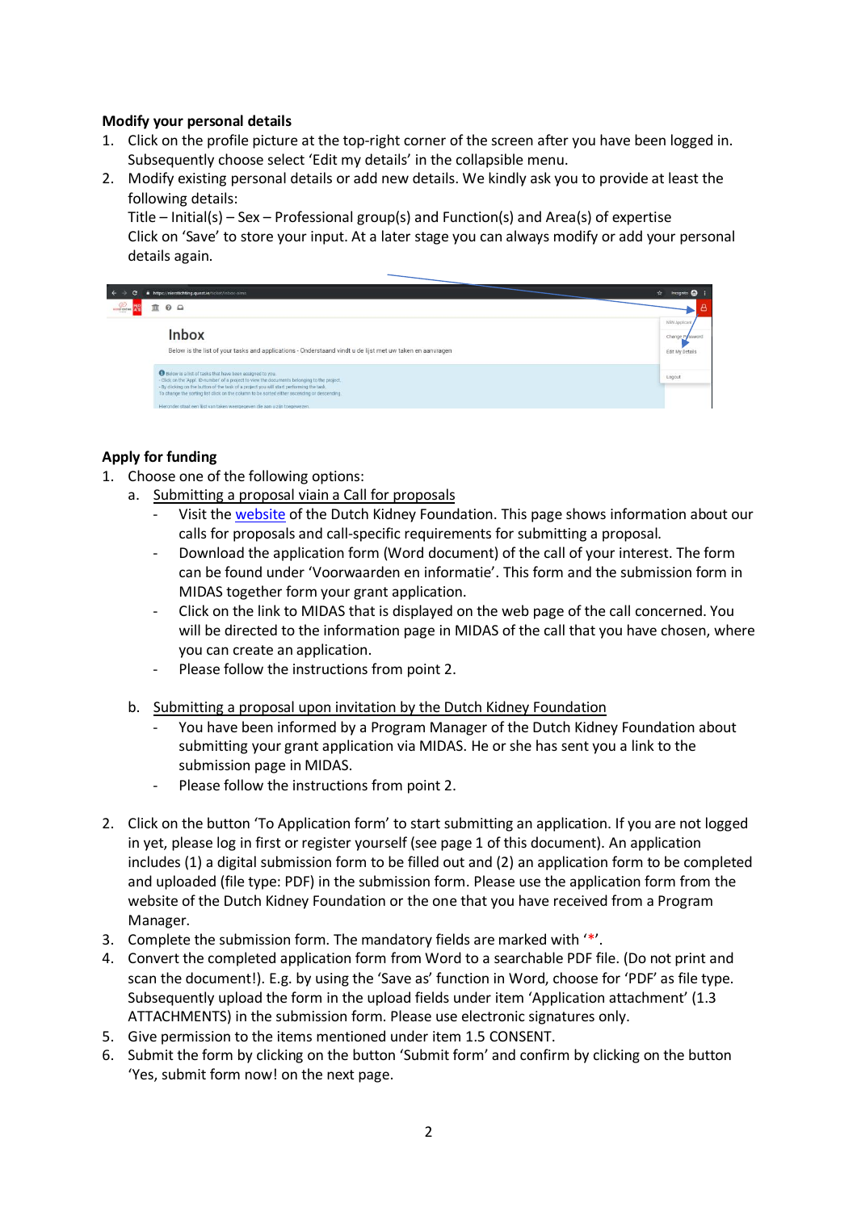**Modify your personal details**

1. Click on the profile picture at the top-right corner of the screen after you have been logged in. Subsequently choose select 'Edit my details' in the collapsible menu.
2. Modify existing personal details or add new details. We kindly ask you to provide at least the following details:
   Title – Initial(s) – Sex – Professional group(s) and Function(s) and Area(s) of expertise
   Click on 'Save' to store your input. At a later stage you can always modify or add your personal details again.

**Apply for funding**

1. Choose one of the following options:
   a. Submitting a proposal viain a Call for proposals
      - Visit the website of the Dutch Kidney Foundation. This page shows information about our calls for proposals and call-specific requirements for submitting a proposal.
      - Download the application form (Word document) of the call of your interest. The form can be found under 'Voorwaarden en informatie'. This form and the submission form in MIDAS together form your grant application.
      - Click on the link to MIDAS that is displayed on the web page of the call concerned. You will be directed to the information page in MIDAS of the call that you have chosen, where you can create an application.
      - Please follow the instructions from point 2.

   b. Submitting a proposal upon invitation by the Dutch Kidney Foundation
      - You have been informed by a Program Manager of the Dutch Kidney Foundation about submitting your grant application via MIDAS. He or she has sent you a link to the submission page in MIDAS.
      - Please follow the instructions from point 2.

2. Click on the button 'To Application form' to start submitting an application. If you are not logged in yet, please log in first or register yourself (see page 1 of this document). An application includes (1) a digital submission form to be filled out and (2) an application form to be completed and uploaded (file type: PDF) in the submission form. Please use the application form from the website of the Dutch Kidney Foundation or the one that you have received from a Program Manager.
3. Complete the submission form. The mandatory fields are marked with '*'.
4. Convert the completed application form from Word to a searchable PDF file. (Do not print and scan the document!). E.g. by using the 'Save as' function in Word, choose for 'PDF' as file type. Subsequently upload the form in the upload fields under item 'Application attachment' (1.3 ATTACHMENTS) in the submission form. Please use electronic signatures only.
5. Give permission to the items mentioned under item 1.5 CONSENT.
6. Submit the form by clicking on the button 'Submit form' and confirm by clicking on the button 'Yes, submit form now! on the next page.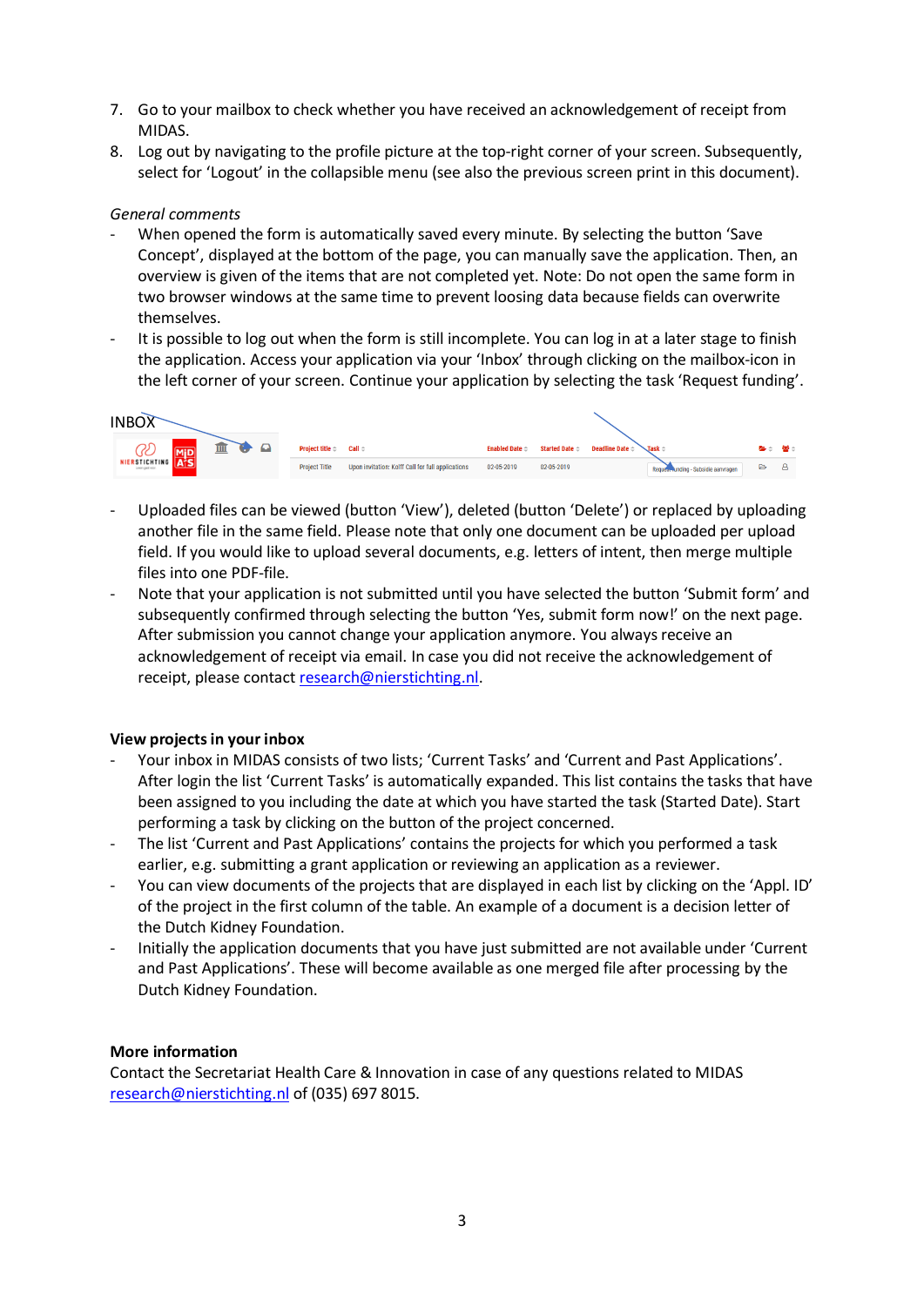7. Go to your mailbox to check whether you have received an acknowledgement of receipt from MIDAS.
8. Log out by navigating to the profile picture at the top-right corner of your screen. Subsequently, select for 'Logout' in the collapsible menu (see also the previous screen print in this document).

*General comments*

- When opened the form is automatically saved every minute. By selecting the button 'Save Concept', displayed at the bottom of the page, you can manually save the application. Then, an overview is given of the items that are not completed yet. Note: Do not open the same form in two browser windows at the same time to prevent loosing data because fields can overwrite themselves.
- It is possible to log out when the form is still incomplete. You can log in at a later stage to finish the application. Access your application via your 'Inbox' through clicking on the mailbox-icon in the left corner of your screen. Continue your application by selecting the task 'Request funding'.

INBOX

- Uploaded files can be viewed (button 'View'), deleted (button 'Delete') or replaced by uploading another file in the same field. Please note that only one document can be uploaded per upload field. If you would like to upload several documents, e.g. letters of intent, then merge multiple files into one PDF-file.
- Note that your application is not submitted until you have selected the button 'Submit form' and subsequently confirmed through selecting the button 'Yes, submit form now!' on the next page. After submission you cannot change your application anymore. You always receive an acknowledgement of receipt via email. In case you did not receive the acknowledgement of receipt, please contact research@nierstichting.nl.

**View projects in your inbox**

- Your inbox in MIDAS consists of two lists; 'Current Tasks' and 'Current and Past Applications'. After login the list 'Current Tasks' is automatically expanded. This list contains the tasks that have been assigned to you including the date at which you have started the task (Started Date). Start performing a task by clicking on the button of the project concerned.
- The list 'Current and Past Applications' contains the projects for which you performed a task earlier, e.g. submitting a grant application or reviewing an application as a reviewer.
- You can view documents of the projects that are displayed in each list by clicking on the 'Appl. ID' of the project in the first column of the table. An example of a document is a decision letter of the Dutch Kidney Foundation.
- Initially the application documents that you have just submitted are not available under 'Current and Past Applications'. These will become available as one merged file after processing by the Dutch Kidney Foundation.

**More information**

Contact the Secretariat Health Care & Innovation in case of any questions related to MIDAS research@nierstichting.nl of (035) 697 8015.